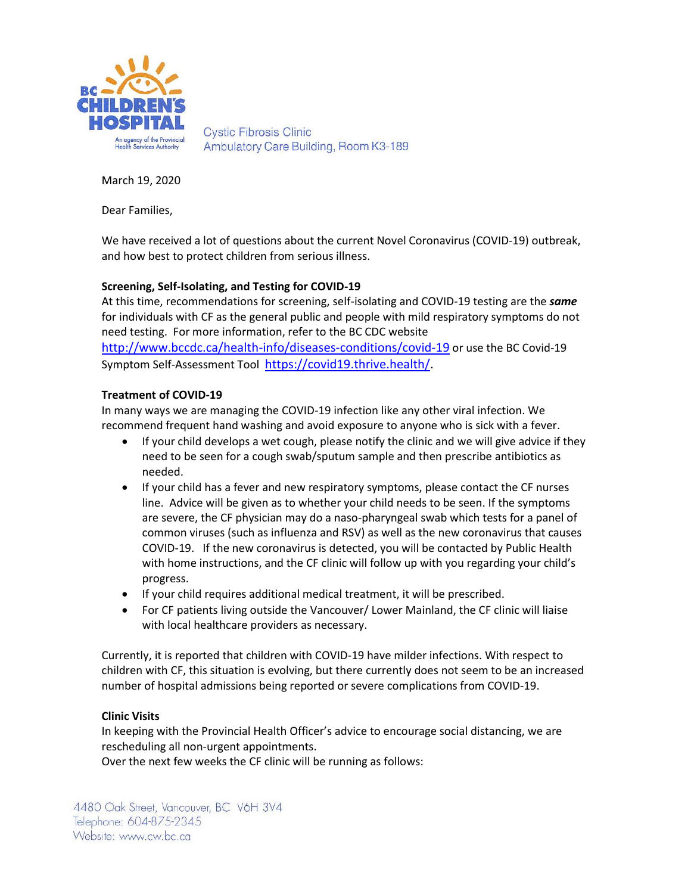BC CHILDREN'S HOSPITAL
An agency of the Provincial Health Services Authority

Cystic Fibrosis Clinic
Ambulatory Care Building, Room K3-189

March 19, 2020

Dear Families,

We have received a lot of questions about the current Novel Coronavirus (COVID-19) outbreak, and how best to protect children from serious illness.

**Screening, Self-Isolating, and Testing for COVID-19**

At this time, recommendations for screening, self-isolating and COVID-19 testing are the ***same*** for individuals with CF as the general public and people with mild respiratory symptoms do not need testing. For more information, refer to the BC CDC website http://www.bccdc.ca/health-info/diseases-conditions/covid-19 or use the BC Covid-19 Symptom Self-Assessment Tool https://covid19.thrive.health/.

**Treatment of COVID-19**

In many ways we are managing the COVID-19 infection like any other viral infection. We recommend frequent hand washing and avoid exposure to anyone who is sick with a fever.

- If your child develops a wet cough, please notify the clinic and we will give advice if they need to be seen for a cough swab/sputum sample and then prescribe antibiotics as needed.
- If your child has a fever and new respiratory symptoms, please contact the CF nurses line. Advice will be given as to whether your child needs to be seen. If the symptoms are severe, the CF physician may do a naso-pharyngeal swab which tests for a panel of common viruses (such as influenza and RSV) as well as the new coronavirus that causes COVID-19. If the new coronavirus is detected, you will be contacted by Public Health with home instructions, and the CF clinic will follow up with you regarding your child's progress.
- If your child requires additional medical treatment, it will be prescribed.
- For CF patients living outside the Vancouver/ Lower Mainland, the CF clinic will liaise with local healthcare providers as necessary.

Currently, it is reported that children with COVID-19 have milder infections. With respect to children with CF, this situation is evolving, but there currently does not seem to be an increased number of hospital admissions being reported or severe complications from COVID-19.

**Clinic Visits**

In keeping with the Provincial Health Officer's advice to encourage social distancing, we are rescheduling all non-urgent appointments.

Over the next few weeks the CF clinic will be running as follows:

4480 Oak Street, Vancouver, BC V6H 3V4
Telephone: 604-875-2345
Website: www.cw.bc.ca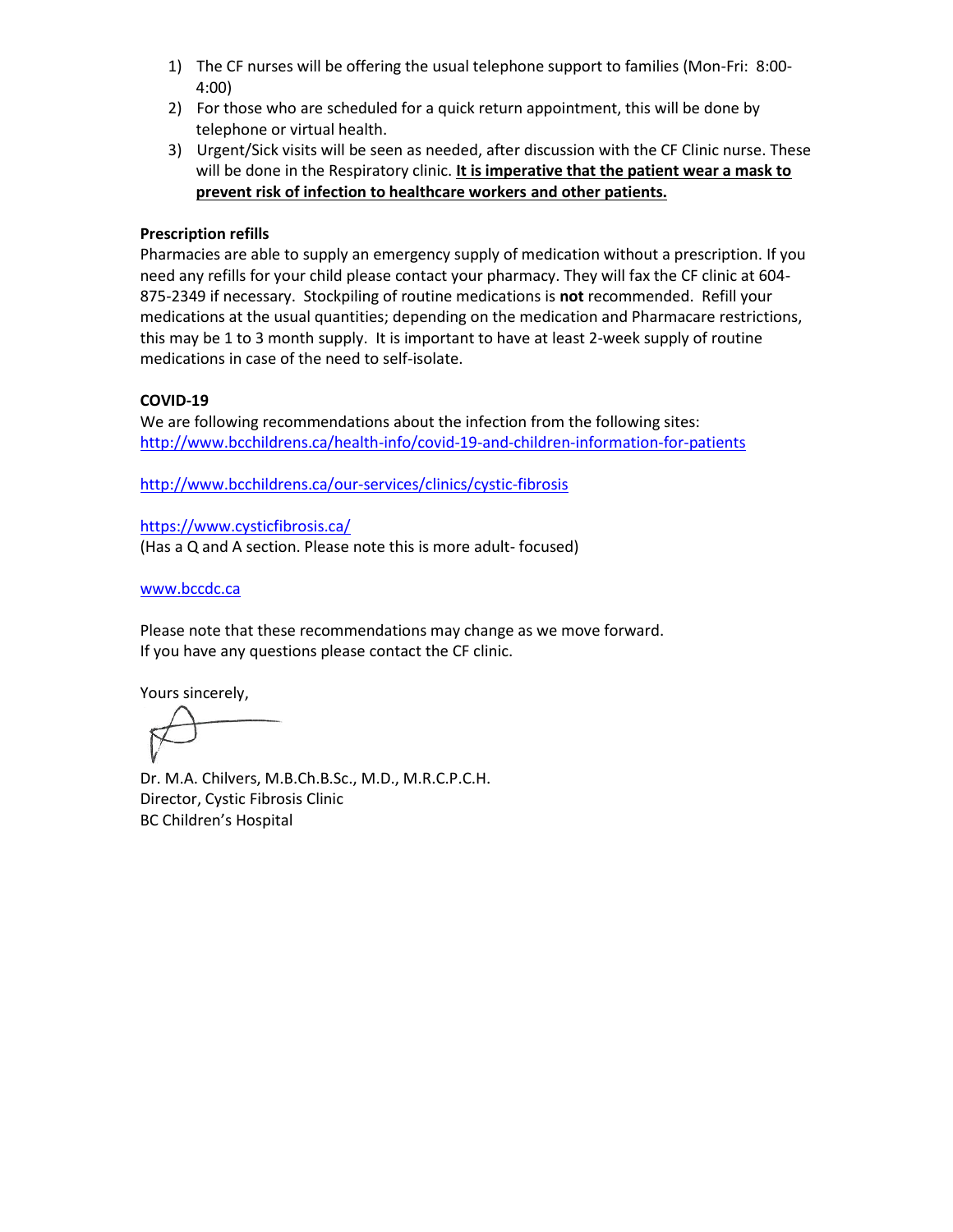1) The CF nurses will be offering the usual telephone support to families (Mon-Fri: 8:00-4:00)
2) For those who are scheduled for a quick return appointment, this will be done by telephone or virtual health.
3) Urgent/Sick visits will be seen as needed, after discussion with the CF Clinic nurse. These will be done in the Respiratory clinic. **<u>It is imperative that the patient wear a mask to prevent risk of infection to healthcare workers and other patients.</u>**

**Prescription refills**

Pharmacies are able to supply an emergency supply of medication without a prescription. If you need any refills for your child please contact your pharmacy. They will fax the CF clinic at 604-875-2349 if necessary. Stockpiling of routine medications is **not** recommended. Refill your medications at the usual quantities; depending on the medication and Pharmacare restrictions, this may be 1 to 3 month supply. It is important to have at least 2-week supply of routine medications in case of the need to self-isolate.

**COVID-19**

We are following recommendations about the infection from the following sites:
http://www.bcchildrens.ca/health-info/covid-19-and-children-information-for-patients

http://www.bcchildrens.ca/our-services/clinics/cystic-fibrosis

https://www.cysticfibrosis.ca/
(Has a Q and A section. Please note this is more adult- focused)

www.bccdc.ca

Please note that these recommendations may change as we move forward.
If you have any questions please contact the CF clinic.

Yours sincerely,

Dr. M.A. Chilvers, M.B.Ch.B.Sc., M.D., M.R.C.P.C.H.
Director, Cystic Fibrosis Clinic
BC Children's Hospital